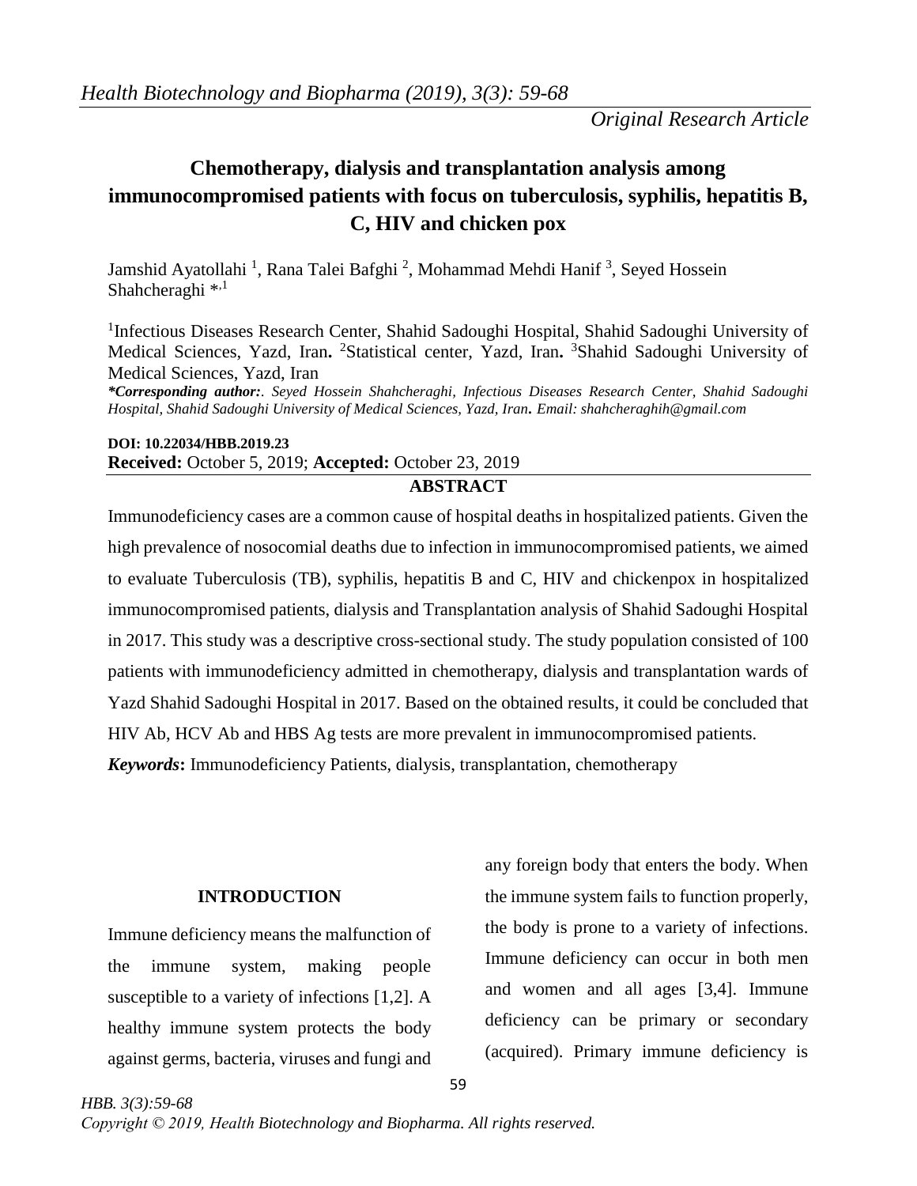*Original Research Article*

# Chemotherapy, dialysis and transplantation analysis among immunocompromised patients with focus on tuberculosis, syphilis, hepatitis B, C, HIV and chicken pox

Jamshid Ayatollahi [1], Rana Talei Bafghi [2], Mohammad Mehdi Hanif [3], Seyed Hossein Shahcheraghi *,[1]

[1]Infectious Diseases Research Center, Shahid Sadoughi Hospital, Shahid Sadoughi University of Medical Sciences, Yazd, Iran**.** [2]Statistical center, Yazd, Iran**.** [3]Shahid Sadoughi University of Medical Sciences, Yazd, Iran

***\*Corresponding author:****. Seyed Hossein Shahcheraghi, Infectious Diseases Research Center, Shahid Sadoughi Hospital, Shahid Sadoughi University of Medical Sciences, Yazd, Iran***.** *Email: shahcheraghih@gmail.com*

**DOI: 10.22034/HBB.2019.23**

**Received:** October 5, 2019; **Accepted:** October 23, 2019

## ABSTRACT

Immunodeficiency cases are a common cause of hospital deaths in hospitalized patients. Given the high prevalence of nosocomial deaths due to infection in immunocompromised patients, we aimed to evaluate Tuberculosis (TB), syphilis, hepatitis B and C, HIV and chickenpox in hospitalized immunocompromised patients, dialysis and Transplantation analysis of Shahid Sadoughi Hospital in 2017. This study was a descriptive cross-sectional study. The study population consisted of 100 patients with immunodeficiency admitted in chemotherapy, dialysis and transplantation wards of Yazd Shahid Sadoughi Hospital in 2017. Based on the obtained results, it could be concluded that HIV Ab, HCV Ab and HBS Ag tests are more prevalent in immunocompromised patients.

***Keywords*****:** Immunodeficiency Patients, dialysis, transplantation, chemotherapy

## INTRODUCTION

Immune deficiency means the malfunction of the immune system, making people susceptible to a variety of infections [1,2]. A healthy immune system protects the body against germs, bacteria, viruses and fungi and any foreign body that enters the body. When the immune system fails to function properly, the body is prone to a variety of infections. Immune deficiency can occur in both men and women and all ages [3,4]. Immune deficiency can be primary or secondary (acquired). Primary immune deficiency is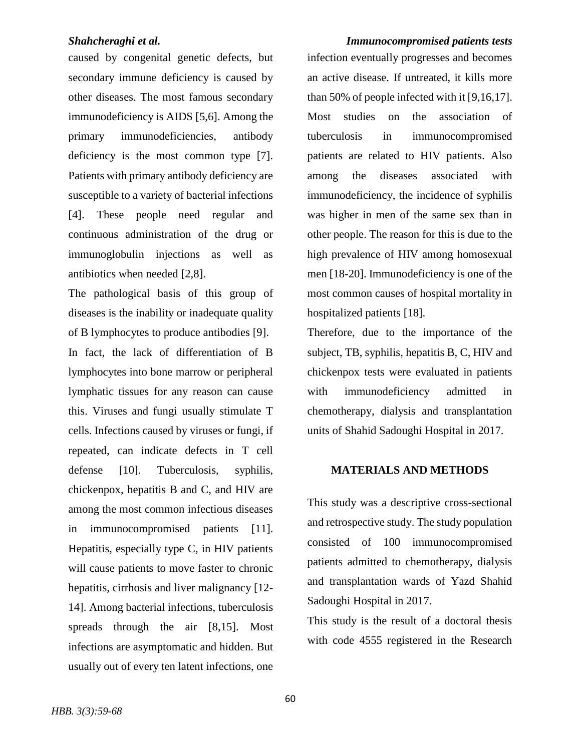caused by congenital genetic defects, but secondary immune deficiency is caused by other diseases. The most famous secondary immunodeficiency is AIDS [5,6]. Among the primary immunodeficiencies, antibody deficiency is the most common type [7]. Patients with primary antibody deficiency are susceptible to a variety of bacterial infections [4]. These people need regular and continuous administration of the drug or immunoglobulin injections as well as antibiotics when needed [2,8].

The pathological basis of this group of diseases is the inability or inadequate quality of B lymphocytes to produce antibodies [9].

In fact, the lack of differentiation of B lymphocytes into bone marrow or peripheral lymphatic tissues for any reason can cause this. Viruses and fungi usually stimulate T cells. Infections caused by viruses or fungi, if repeated, can indicate defects in T cell defense [10]. Tuberculosis, syphilis, chickenpox, hepatitis B and C, and HIV are among the most common infectious diseases in immunocompromised patients [11]. Hepatitis, especially type C, in HIV patients will cause patients to move faster to chronic hepatitis, cirrhosis and liver malignancy [12-14]. Among bacterial infections, tuberculosis spreads through the air [8,15]. Most infections are asymptomatic and hidden. But usually out of every ten latent infections, one infection eventually progresses and becomes an active disease. If untreated, it kills more than 50% of people infected with it [9,16,17]. Most studies on the association of tuberculosis in immunocompromised patients are related to HIV patients. Also among the diseases associated with immunodeficiency, the incidence of syphilis was higher in men of the same sex than in other people. The reason for this is due to the high prevalence of HIV among homosexual men [18-20]. Immunodeficiency is one of the most common causes of hospital mortality in hospitalized patients [18].

Therefore, due to the importance of the subject, TB, syphilis, hepatitis B, C, HIV and chickenpox tests were evaluated in patients with immunodeficiency admitted in chemotherapy, dialysis and transplantation units of Shahid Sadoughi Hospital in 2017.

## MATERIALS AND METHODS

This study was a descriptive cross-sectional and retrospective study. The study population consisted of 100 immunocompromised patients admitted to chemotherapy, dialysis and transplantation wards of Yazd Shahid Sadoughi Hospital in 2017.

This study is the result of a doctoral thesis with code 4555 registered in the Research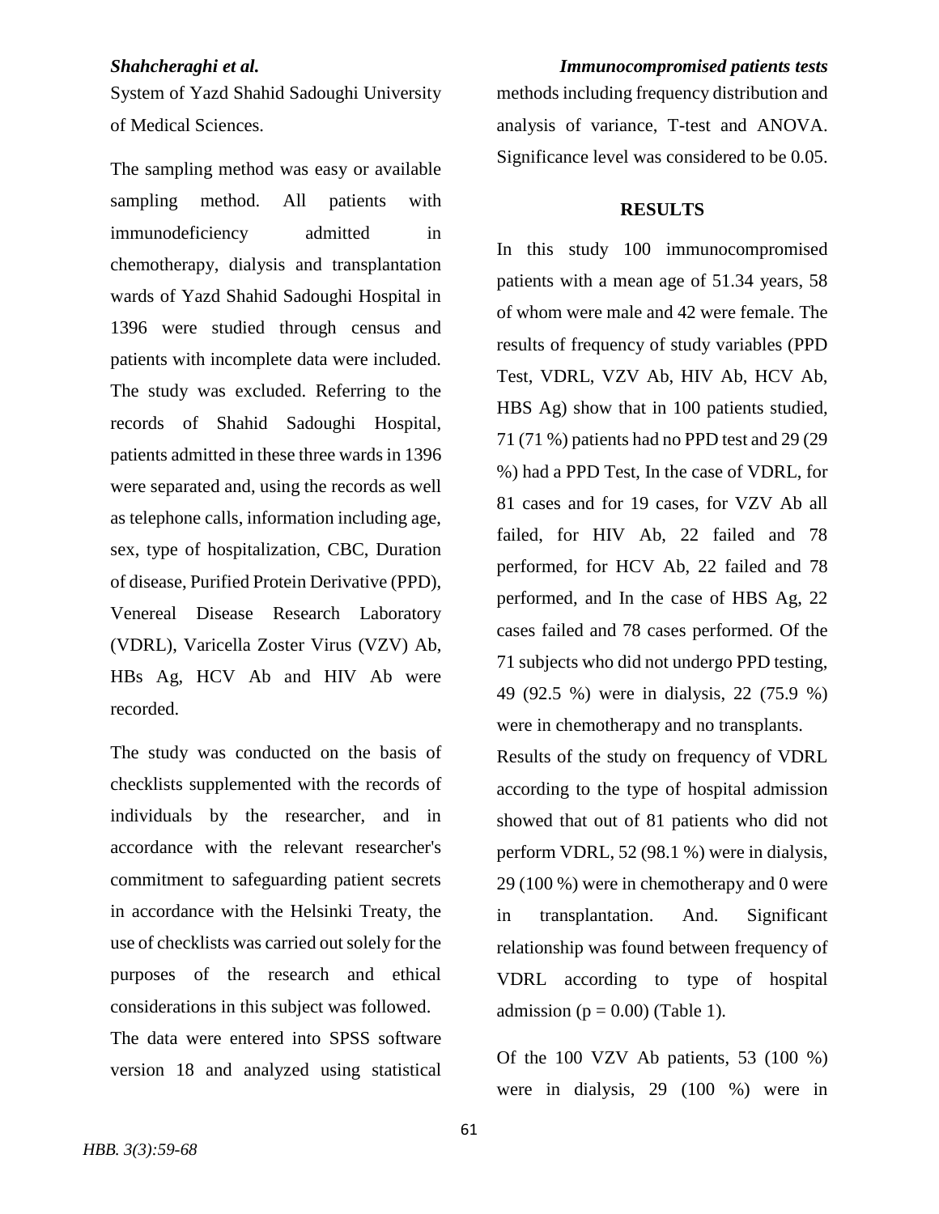System of Yazd Shahid Sadoughi University of Medical Sciences.

The sampling method was easy or available sampling method. All patients with immunodeficiency admitted in chemotherapy, dialysis and transplantation wards of Yazd Shahid Sadoughi Hospital in 1396 were studied through census and patients with incomplete data were included. The study was excluded. Referring to the records of Shahid Sadoughi Hospital, patients admitted in these three wards in 1396 were separated and, using the records as well as telephone calls, information including age, sex, type of hospitalization, CBC, Duration of disease, Purified Protein Derivative (PPD), Venereal Disease Research Laboratory (VDRL), Varicella Zoster Virus (VZV) Ab, HBs Ag, HCV Ab and HIV Ab were recorded.

The study was conducted on the basis of checklists supplemented with the records of individuals by the researcher, and in accordance with the relevant researcher's commitment to safeguarding patient secrets in accordance with the Helsinki Treaty, the use of checklists was carried out solely for the purposes of the research and ethical considerations in this subject was followed.

The data were entered into SPSS software version 18 and analyzed using statistical methods including frequency distribution and analysis of variance, T-test and ANOVA. Significance level was considered to be 0.05.

## RESULTS

In this study 100 immunocompromised patients with a mean age of 51.34 years, 58 of whom were male and 42 were female. The results of frequency of study variables (PPD Test, VDRL, VZV Ab, HIV Ab, HCV Ab, HBS Ag) show that in 100 patients studied, 71 (71 %) patients had no PPD test and 29 (29 %) had a PPD Test, In the case of VDRL, for 81 cases and for 19 cases, for VZV Ab all failed, for HIV Ab, 22 failed and 78 performed, for HCV Ab, 22 failed and 78 performed, and In the case of HBS Ag, 22 cases failed and 78 cases performed. Of the 71 subjects who did not undergo PPD testing, 49 (92.5 %) were in dialysis, 22 (75.9 %) were in chemotherapy and no transplants.

Results of the study on frequency of VDRL according to the type of hospital admission showed that out of 81 patients who did not perform VDRL, 52 (98.1 %) were in dialysis, 29 (100 %) were in chemotherapy and 0 were in transplantation. And. Significant relationship was found between frequency of VDRL according to type of hospital admission ($p = 0.00$) (Table 1).

Of the 100 VZV Ab patients, 53 (100 %) were in dialysis, 29 (100 %) were in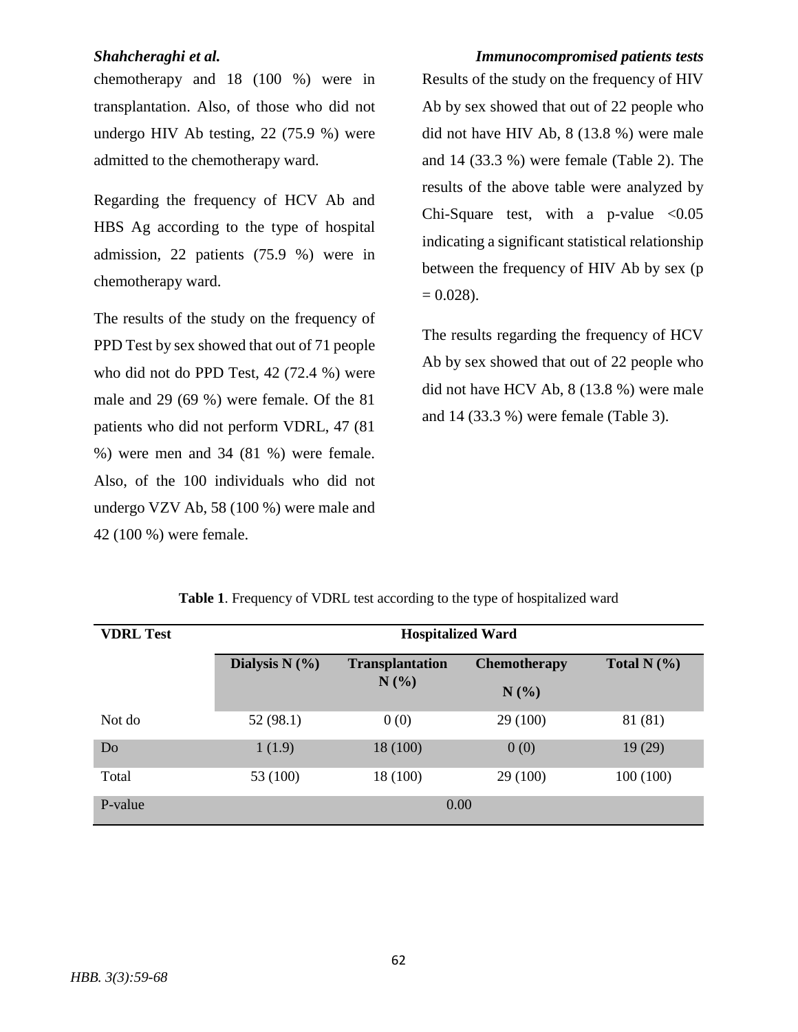chemotherapy and 18 (100 %) were in transplantation. Also, of those who did not undergo HIV Ab testing, 22 (75.9 %) were admitted to the chemotherapy ward.

Regarding the frequency of HCV Ab and HBS Ag according to the type of hospital admission, 22 patients (75.9 %) were in chemotherapy ward.

The results of the study on the frequency of PPD Test by sex showed that out of 71 people who did not do PPD Test, 42 (72.4 %) were male and 29 (69 %) were female. Of the 81 patients who did not perform VDRL, 47 (81 %) were men and 34 (81 %) were female. Also, of the 100 individuals who did not undergo VZV Ab, 58 (100 %) were male and 42 (100 %) were female.

Results of the study on the frequency of HIV Ab by sex showed that out of 22 people who did not have HIV Ab, 8 (13.8 %) were male and 14 (33.3 %) were female (Table 2). The results of the above table were analyzed by Chi-Square test, with a p-value <0.05 indicating a significant statistical relationship between the frequency of HIV Ab by sex (p = 0.028).

The results regarding the frequency of HCV Ab by sex showed that out of 22 people who did not have HCV Ab, 8 (13.8 %) were male and 14 (33.3 %) were female (Table 3).

**Table 1**. Frequency of VDRL test according to the type of hospitalized ward

| VDRL Test | Hospitalized Ward | | | |
|---|---|---|---|---|
| | **Dialysis N (%)** | **Transplantation N (%)** | **Chemotherapy N (%)** | **Total N (%)** |
| Not do | 52 (98.1) | 0 (0) | 29 (100) | 81 (81) |
| Do | 1 (1.9) | 18 (100) | 0 (0) | 19 (29) |
| Total | 53 (100) | 18 (100) | 29 (100) | 100 (100) |
| P-value | 0.00 | | | |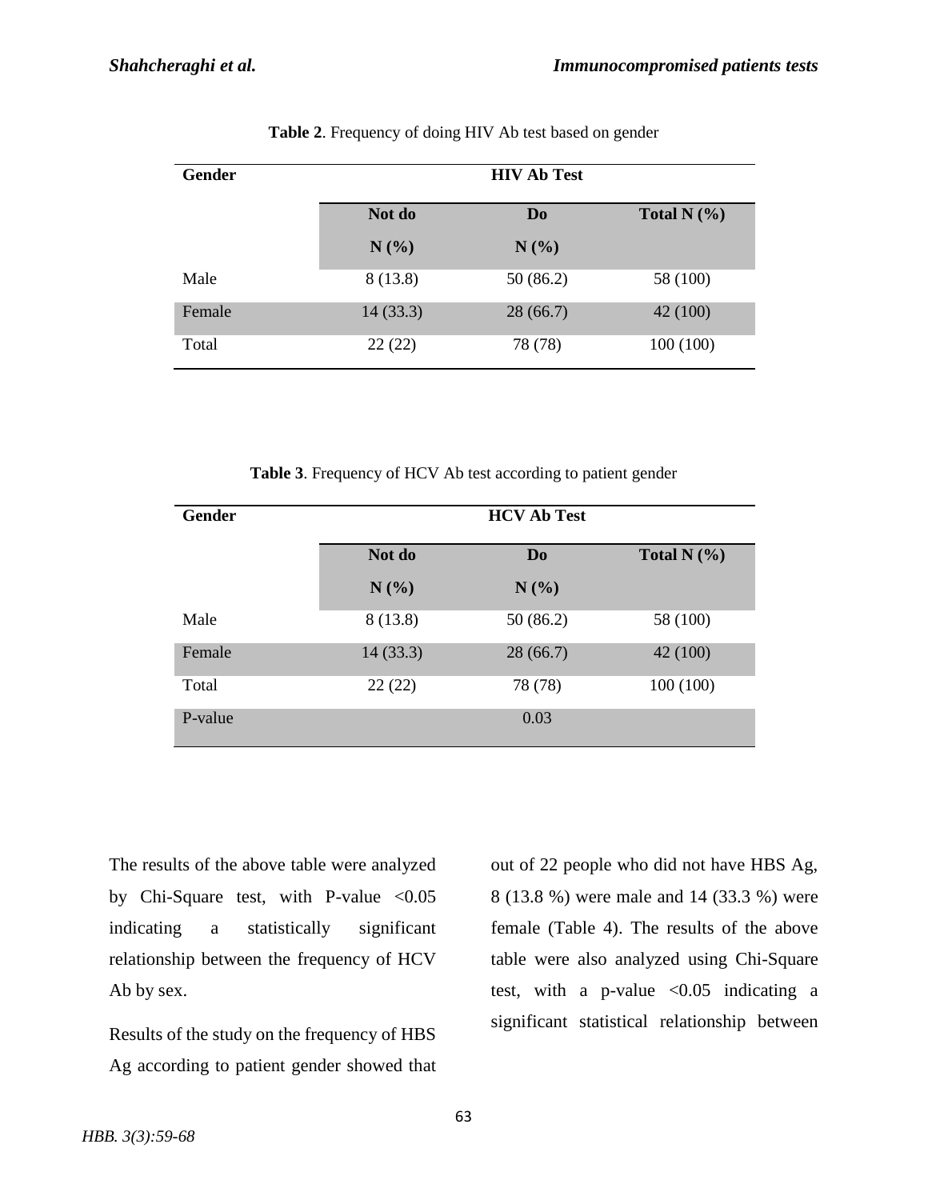**Table 2**. Frequency of doing HIV Ab test based on gender

| Gender | HIV Ab Test | | |
|---|---|---|---|
| | Not do N (%) | Do N (%) | Total N (%) |
| Male | 8 (13.8) | 50 (86.2) | 58 (100) |
| Female | 14 (33.3) | 28 (66.7) | 42 (100) |
| Total | 22 (22) | 78 (78) | 100 (100) |

**Table 3**. Frequency of HCV Ab test according to patient gender

| Gender | HCV Ab Test | | |
|---|---|---|---|
| | Not do N (%) | Do N (%) | Total N (%) |
| Male | 8 (13.8) | 50 (86.2) | 58 (100) |
| Female | 14 (33.3) | 28 (66.7) | 42 (100) |
| Total | 22 (22) | 78 (78) | 100 (100) |
| P-value | | 0.03 | |

The results of the above table were analyzed by Chi-Square test, with P-value <0.05 indicating a statistically significant relationship between the frequency of HCV Ab by sex.

Results of the study on the frequency of HBS Ag according to patient gender showed that out of 22 people who did not have HBS Ag, 8 (13.8 %) were male and 14 (33.3 %) were female (Table 4). The results of the above table were also analyzed using Chi-Square test, with a p-value <0.05 indicating a significant statistical relationship between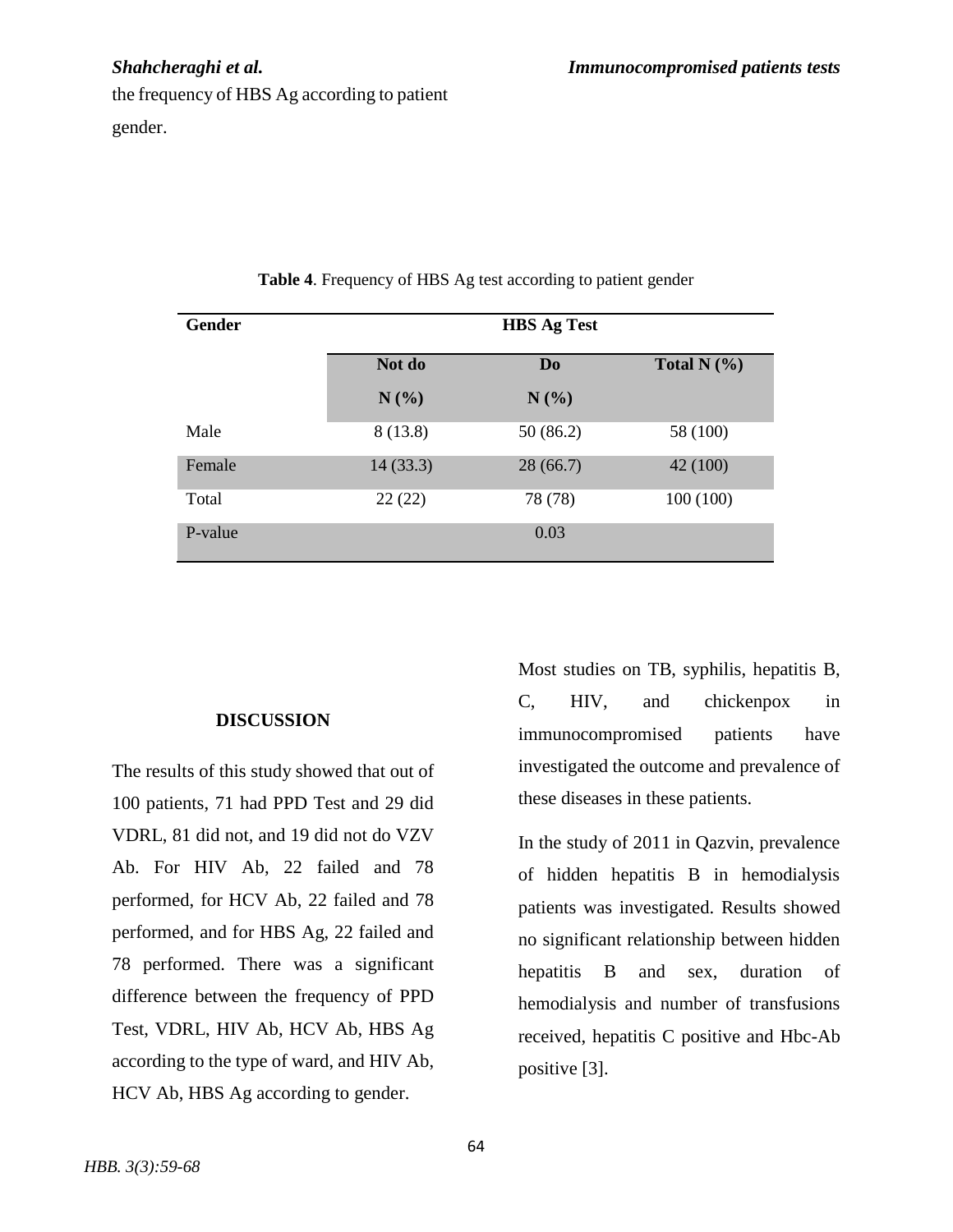the frequency of HBS Ag according to patient gender.

**Table 4**. Frequency of HBS Ag test according to patient gender

| Gender | HBS Ag Test | | |
|---|---|---|---|
| | Not do N (%) | Do N (%) | Total N (%) |
| Male | 8 (13.8) | 50 (86.2) | 58 (100) |
| Female | 14 (33.3) | 28 (66.7) | 42 (100) |
| Total | 22 (22) | 78 (78) | 100 (100) |
| P-value | | 0.03 | |

## DISCUSSION

The results of this study showed that out of 100 patients, 71 had PPD Test and 29 did VDRL, 81 did not, and 19 did not do VZV Ab. For HIV Ab, 22 failed and 78 performed, for HCV Ab, 22 failed and 78 performed, and for HBS Ag, 22 failed and 78 performed. There was a significant difference between the frequency of PPD Test, VDRL, HIV Ab, HCV Ab, HBS Ag according to the type of ward, and HIV Ab, HCV Ab, HBS Ag according to gender.

Most studies on TB, syphilis, hepatitis B, C, HIV, and chickenpox in immunocompromised patients have investigated the outcome and prevalence of these diseases in these patients.

In the study of 2011 in Qazvin, prevalence of hidden hepatitis B in hemodialysis patients was investigated. Results showed no significant relationship between hidden hepatitis B and sex, duration of hemodialysis and number of transfusions received, hepatitis C positive and Hbc-Ab positive [3].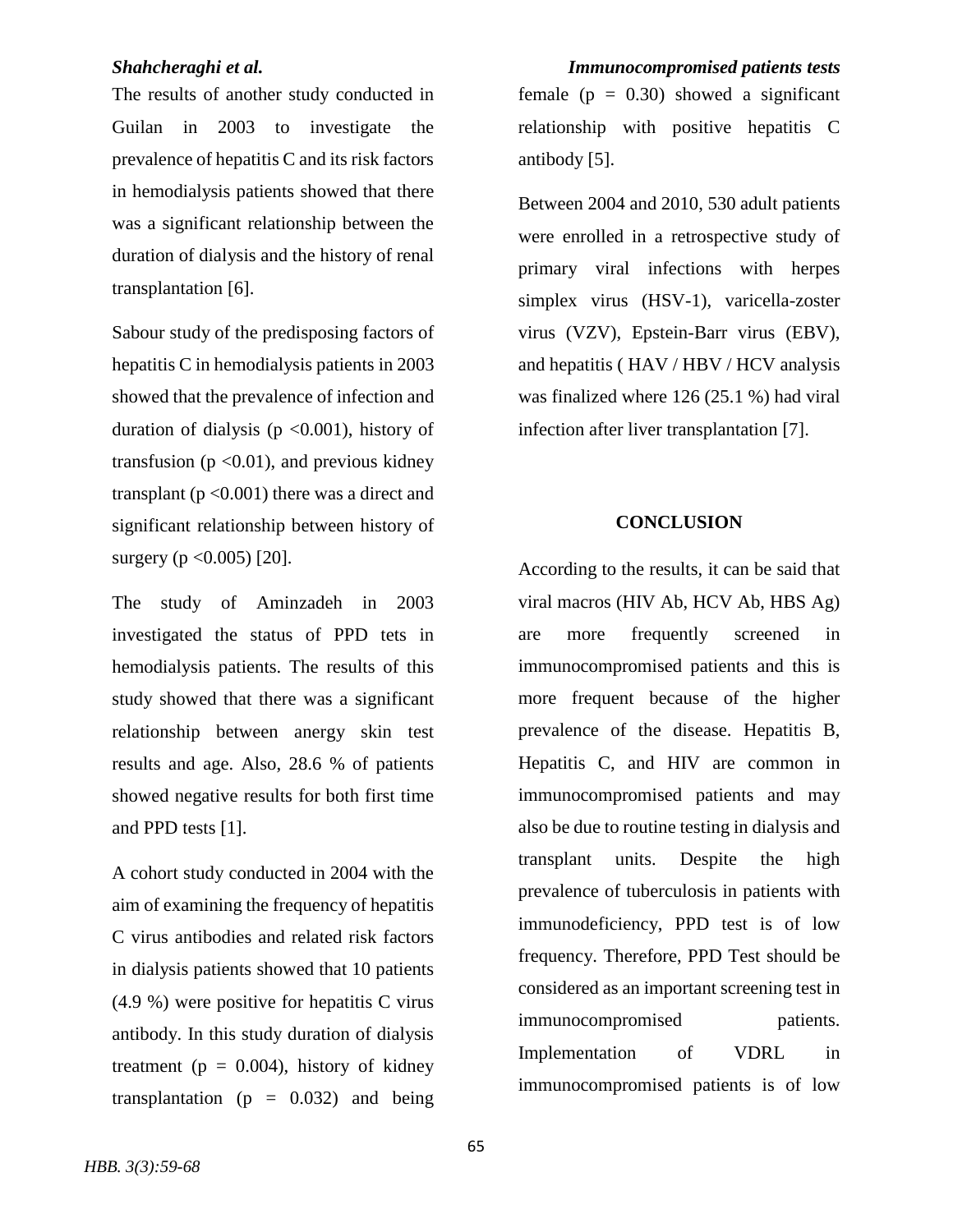The results of another study conducted in Guilan in 2003 to investigate the prevalence of hepatitis C and its risk factors in hemodialysis patients showed that there was a significant relationship between the duration of dialysis and the history of renal transplantation [6].

Sabour study of the predisposing factors of hepatitis C in hemodialysis patients in 2003 showed that the prevalence of infection and duration of dialysis ($p < 0.001$), history of transfusion ($p < 0.01$), and previous kidney transplant ($p < 0.001$) there was a direct and significant relationship between history of surgery ($p < 0.005$) [20].

The study of Aminzadeh in 2003 investigated the status of PPD tets in hemodialysis patients. The results of this study showed that there was a significant relationship between anergy skin test results and age. Also, 28.6 % of patients showed negative results for both first time and PPD tests [1].

A cohort study conducted in 2004 with the aim of examining the frequency of hepatitis C virus antibodies and related risk factors in dialysis patients showed that 10 patients (4.9 %) were positive for hepatitis C virus antibody. In this study duration of dialysis treatment ($p = 0.004$), history of kidney transplantation ($p = 0.032$) and being female ($p = 0.30$) showed a significant relationship with positive hepatitis C antibody [5].

Between 2004 and 2010, 530 adult patients were enrolled in a retrospective study of primary viral infections with herpes simplex virus (HSV-1), varicella-zoster virus (VZV), Epstein-Barr virus (EBV), and hepatitis ( HAV / HBV / HCV analysis was finalized where 126 (25.1 %) had viral infection after liver transplantation [7].

## CONCLUSION

According to the results, it can be said that viral macros (HIV Ab, HCV Ab, HBS Ag) are more frequently screened in immunocompromised patients and this is more frequent because of the higher prevalence of the disease. Hepatitis B, Hepatitis C, and HIV are common in immunocompromised patients and may also be due to routine testing in dialysis and transplant units. Despite the high prevalence of tuberculosis in patients with immunodeficiency, PPD test is of low frequency. Therefore, PPD Test should be considered as an important screening test in immunocompromised patients. Implementation of VDRL in immunocompromised patients is of low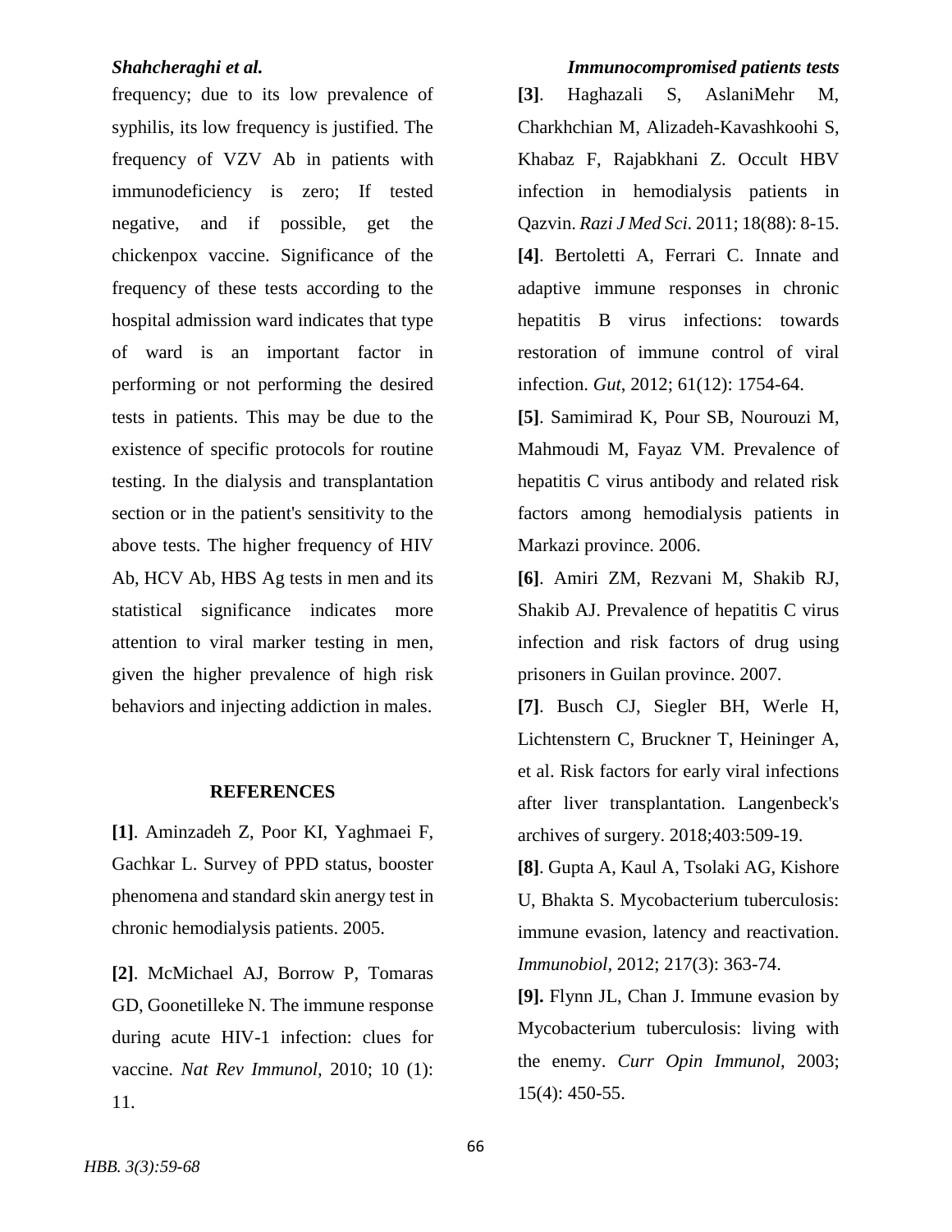frequency; due to its low prevalence of syphilis, its low frequency is justified. The frequency of VZV Ab in patients with immunodeficiency is zero; If tested negative, and if possible, get the chickenpox vaccine. Significance of the frequency of these tests according to the hospital admission ward indicates that type of ward is an important factor in performing or not performing the desired tests in patients. This may be due to the existence of specific protocols for routine testing. In the dialysis and transplantation section or in the patient's sensitivity to the above tests. The higher frequency of HIV Ab, HCV Ab, HBS Ag tests in men and its statistical significance indicates more attention to viral marker testing in men, given the higher prevalence of high risk behaviors and injecting addiction in males.

## REFERENCES

**[1]**. Aminzadeh Z, Poor KI, Yaghmaei F, Gachkar L. Survey of PPD status, booster phenomena and standard skin anergy test in chronic hemodialysis patients. 2005.

**[2]**. McMichael AJ, Borrow P, Tomaras GD, Goonetilleke N. The immune response during acute HIV-1 infection: clues for vaccine. *Nat Rev Immunol,* 2010; 10 (1): 11.

**[3]**. Haghazali S, AslaniMehr M, Charkhchian M, Alizadeh-Kavashkoohi S, Khabaz F, Rajabkhani Z. Occult HBV infection in hemodialysis patients in Qazvin. *Razi J Med Sci*. 2011; 18(88): 8-15.

**[4]**. Bertoletti A, Ferrari C. Innate and adaptive immune responses in chronic hepatitis B virus infections: towards restoration of immune control of viral infection. *Gut*, 2012; 61(12): 1754-64.

**[5]**. Samimirad K, Pour SB, Nourouzi M, Mahmoudi M, Fayaz VM. Prevalence of hepatitis C virus antibody and related risk factors among hemodialysis patients in Markazi province. 2006.

**[6]**. Amiri ZM, Rezvani M, Shakib RJ, Shakib AJ. Prevalence of hepatitis C virus infection and risk factors of drug using prisoners in Guilan province. 2007.

**[7]**. Busch CJ, Siegler BH, Werle H, Lichtenstern C, Bruckner T, Heininger A, et al. Risk factors for early viral infections after liver transplantation. Langenbeck's archives of surgery. 2018;403:509-19.

**[8]**. Gupta A, Kaul A, Tsolaki AG, Kishore U, Bhakta S. Mycobacterium tuberculosis: immune evasion, latency and reactivation. *Immunobiol*, 2012; 217(3): 363-74.

**[9].** Flynn JL, Chan J. Immune evasion by Mycobacterium tuberculosis: living with the enemy. *Curr Opin Immunol*, 2003; 15(4): 450-55.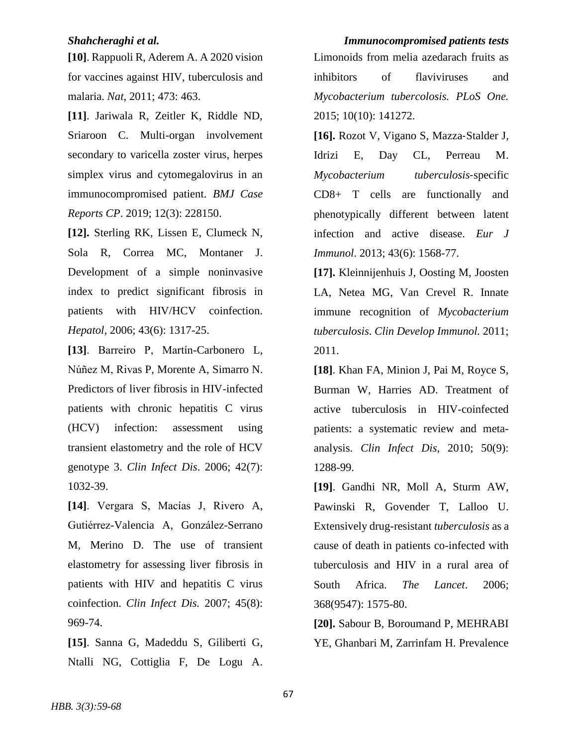**[10]**. Rappuoli R, Aderem A. A 2020 vision for vaccines against HIV, tuberculosis and malaria. *Nat*, 2011; 473: 463.

**[11]**. Jariwala R, Zeitler K, Riddle ND, Sriaroon C. Multi-organ involvement secondary to varicella zoster virus, herpes simplex virus and cytomegalovirus in an immunocompromised patient. *BMJ Case Reports CP*. 2019; 12(3): 228150.

**[12].** Sterling RK, Lissen E, Clumeck N, Sola R, Correa MC, Montaner J. Development of a simple noninvasive index to predict significant fibrosis in patients with HIV/HCV coinfection. *Hepatol*, 2006; 43(6): 1317-25.

**[13]**. Barreiro P, Martín-Carbonero L, Núñez M, Rivas P, Morente A, Simarro N. Predictors of liver fibrosis in HIV-infected patients with chronic hepatitis C virus (HCV) infection: assessment using transient elastometry and the role of HCV genotype 3. *Clin Infect Dis*. 2006; 42(7): 1032-39.

**[14]**. Vergara S, Macías J, Rivero A, Gutiérrez-Valencia A, González-Serrano M, Merino D. The use of transient elastometry for assessing liver fibrosis in patients with HIV and hepatitis C virus coinfection. *Clin Infect Dis.* 2007; 45(8): 969-74.

**[15]**. Sanna G, Madeddu S, Giliberti G, Ntalli NG, Cottiglia F, De Logu A. Limonoids from melia azedarach fruits as inhibitors of flaviviruses and *Mycobacterium tubercolosis. PLoS One.* 2015; 10(10): 141272.

**[16].** Rozot V, Vigano S, Mazza-Stalder J, Idrizi E, Day CL, Perreau M. *Mycobacterium tuberculosis*-specific CD8+ T cells are functionally and phenotypically different between latent infection and active disease. *Eur J Immunol*. 2013; 43(6): 1568-77.

**[17].** Kleinnijenhuis J, Oosting M, Joosten LA, Netea MG, Van Crevel R. Innate immune recognition of *Mycobacterium tuberculosis*. *Clin Develop Immunol.* 2011; 2011.

**[18]**. Khan FA, Minion J, Pai M, Royce S, Burman W, Harries AD. Treatment of active tuberculosis in HIV-coinfected patients: a systematic review and meta-analysis. *Clin Infect Dis*, 2010; 50(9): 1288-99.

**[19]**. Gandhi NR, Moll A, Sturm AW, Pawinski R, Govender T, Lalloo U. Extensively drug-resistant *tuberculosis* as a cause of death in patients co-infected with tuberculosis and HIV in a rural area of South Africa. *The Lancet*. 2006; 368(9547): 1575-80.

**[20].** Sabour B, Boroumand P, MEHRABI YE, Ghanbari M, Zarrinfam H. Prevalence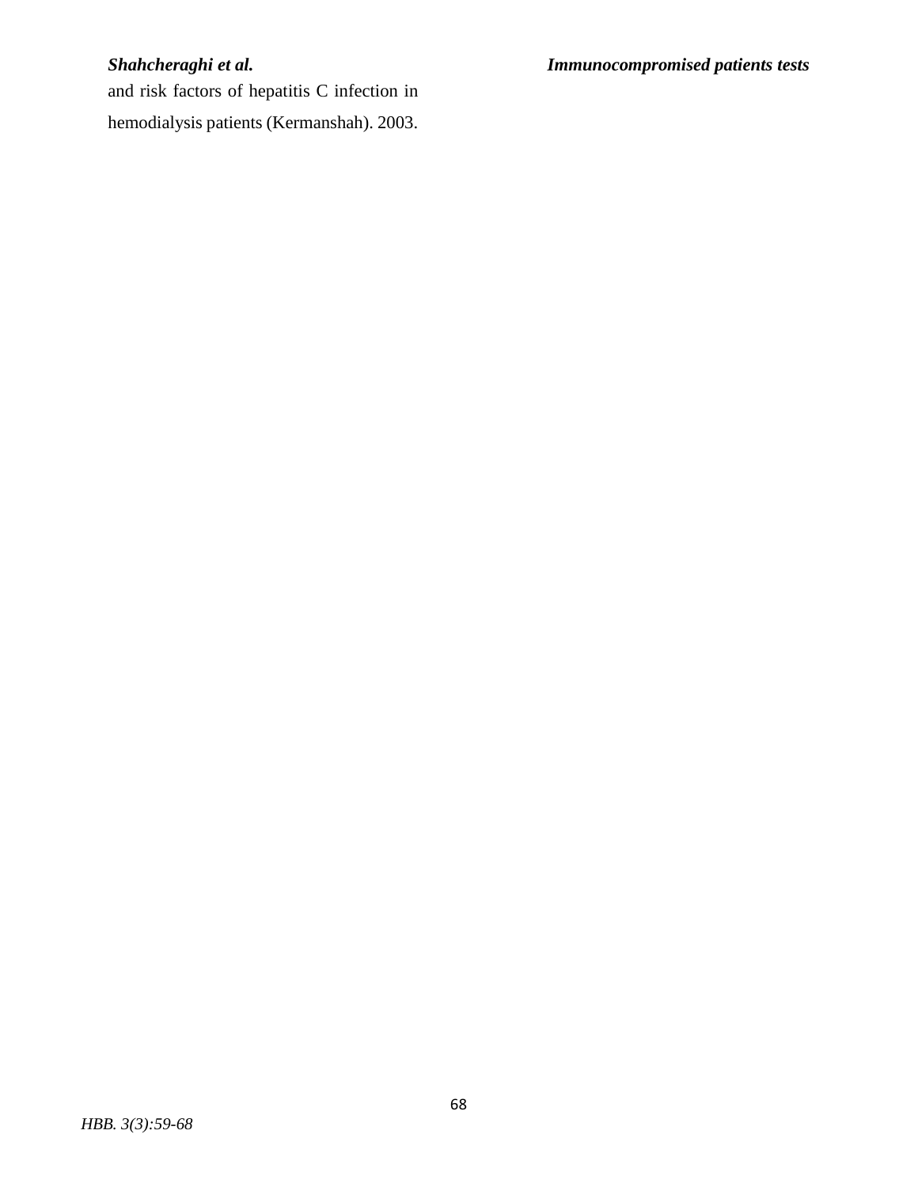and risk factors of hepatitis C infection in hemodialysis patients (Kermanshah). 2003.